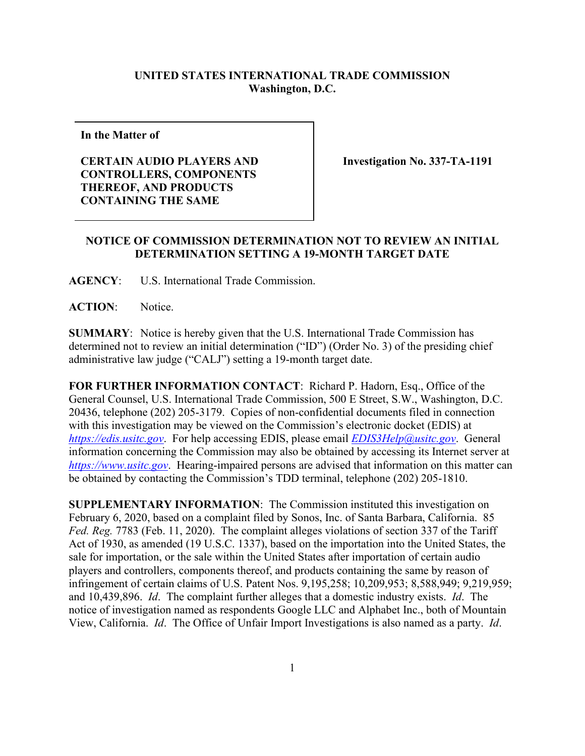**UNITED STATES INTERNATIONAL TRADE COMMISSION**
**Washington, D.C.**

| | |
|---|---|
| **In the Matter of**<br><br>**CERTAIN AUDIO PLAYERS AND CONTROLLERS, COMPONENTS THEREOF, AND PRODUCTS CONTAINING THE SAME** | **Investigation No. 337-TA-1191** |

**NOTICE OF COMMISSION DETERMINATION NOT TO REVIEW AN INITIAL DETERMINATION SETTING A 19-MONTH TARGET DATE**

**AGENCY**: U.S. International Trade Commission.

**ACTION**: Notice.

**SUMMARY**: Notice is hereby given that the U.S. International Trade Commission has determined not to review an initial determination ("ID") (Order No. 3) of the presiding chief administrative law judge ("CALJ") setting a 19-month target date.

**FOR FURTHER INFORMATION CONTACT**: Richard P. Hadorn, Esq., Office of the General Counsel, U.S. International Trade Commission, 500 E Street, S.W., Washington, D.C. 20436, telephone (202) 205-3179. Copies of non-confidential documents filed in connection with this investigation may be viewed on the Commission's electronic docket (EDIS) at *https://edis.usitc.gov*. For help accessing EDIS, please email *EDIS3Help@usitc.gov*. General information concerning the Commission may also be obtained by accessing its Internet server at *https://www.usitc.gov*. Hearing-impaired persons are advised that information on this matter can be obtained by contacting the Commission's TDD terminal, telephone (202) 205-1810.

**SUPPLEMENTARY INFORMATION**: The Commission instituted this investigation on February 6, 2020, based on a complaint filed by Sonos, Inc. of Santa Barbara, California. 85 *Fed. Reg.* 7783 (Feb. 11, 2020). The complaint alleges violations of section 337 of the Tariff Act of 1930, as amended (19 U.S.C. 1337), based on the importation into the United States, the sale for importation, or the sale within the United States after importation of certain audio players and controllers, components thereof, and products containing the same by reason of infringement of certain claims of U.S. Patent Nos. 9,195,258; 10,209,953; 8,588,949; 9,219,959; and 10,439,896. *Id*. The complaint further alleges that a domestic industry exists. *Id*. The notice of investigation named as respondents Google LLC and Alphabet Inc., both of Mountain View, California. *Id*. The Office of Unfair Import Investigations is also named as a party. *Id*.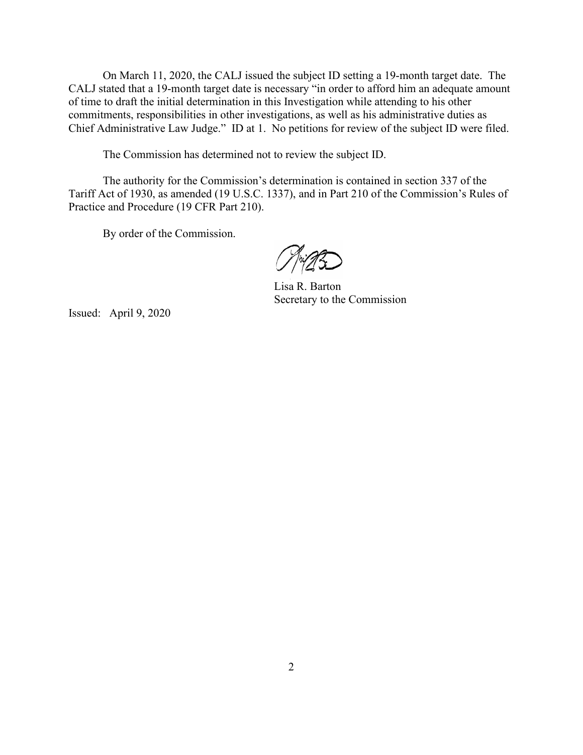On March 11, 2020, the CALJ issued the subject ID setting a 19-month target date. The CALJ stated that a 19-month target date is necessary "in order to afford him an adequate amount of time to draft the initial determination in this Investigation while attending to his other commitments, responsibilities in other investigations, as well as his administrative duties as Chief Administrative Law Judge." ID at 1. No petitions for review of the subject ID were filed.

The Commission has determined not to review the subject ID.

The authority for the Commission's determination is contained in section 337 of the Tariff Act of 1930, as amended (19 U.S.C. 1337), and in Part 210 of the Commission's Rules of Practice and Procedure (19 CFR Part 210).

By order of the Commission.

Lisa R. Barton
Secretary to the Commission

Issued: April 9, 2020